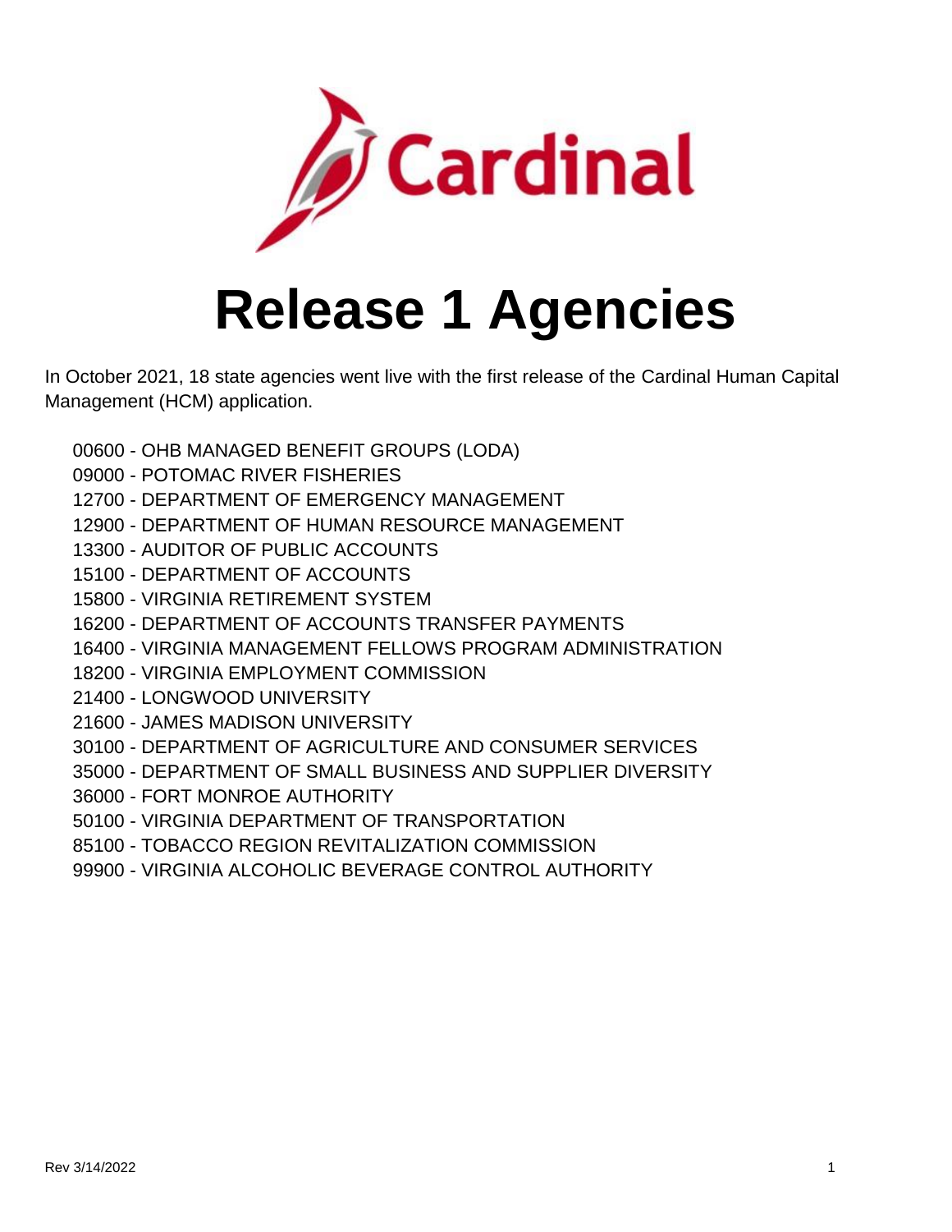# Release 1 Agencies

In October 2021, 18 state agencies went live with the first release of the Cardinal Human Capital Management (HCM) application.

- 00600 - OHB MANAGED BENEFIT GROUPS (LODA)
- 09000 - POTOMAC RIVER FISHERIES
- 12700 - DEPARTMENT OF EMERGENCY MANAGEMENT
- 12900 - DEPARTMENT OF HUMAN RESOURCE MANAGEMENT
- 13300 - AUDITOR OF PUBLIC ACCOUNTS
- 15100 - DEPARTMENT OF ACCOUNTS
- 15800 - VIRGINIA RETIREMENT SYSTEM
- 16200 - DEPARTMENT OF ACCOUNTS TRANSFER PAYMENTS
- 16400 - VIRGINIA MANAGEMENT FELLOWS PROGRAM ADMINISTRATION
- 18200 - VIRGINIA EMPLOYMENT COMMISSION
- 21400 - LONGWOOD UNIVERSITY
- 21600 - JAMES MADISON UNIVERSITY
- 30100 - DEPARTMENT OF AGRICULTURE AND CONSUMER SERVICES
- 35000 - DEPARTMENT OF SMALL BUSINESS AND SUPPLIER DIVERSITY
- 36000 - FORT MONROE AUTHORITY
- 50100 - VIRGINIA DEPARTMENT OF TRANSPORTATION
- 85100 - TOBACCO REGION REVITALIZATION COMMISSION
- 99900 - VIRGINIA ALCOHOLIC BEVERAGE CONTROL AUTHORITY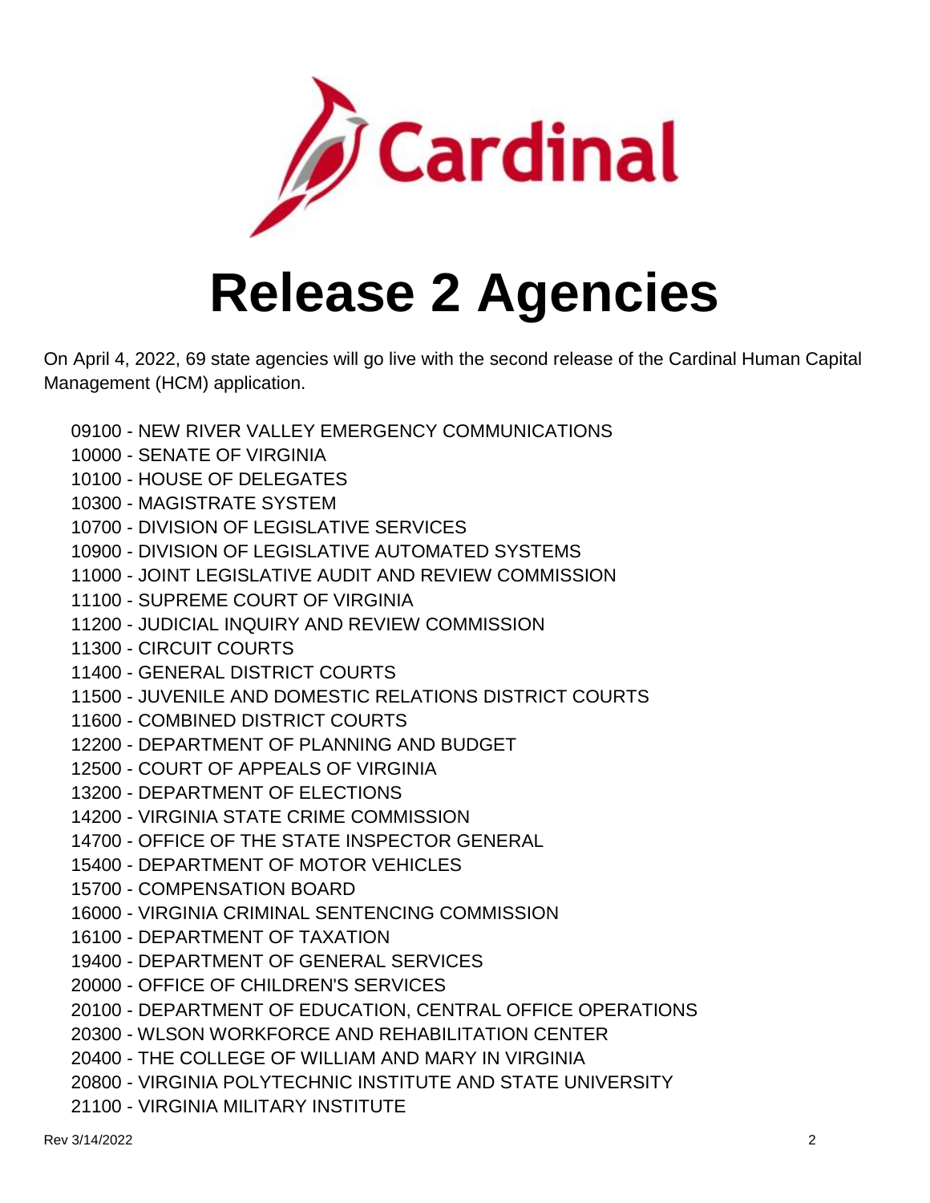# Release 2 Agencies

On April 4, 2022, 69 state agencies will go live with the second release of the Cardinal Human Capital Management (HCM) application.

09100 - NEW RIVER VALLEY EMERGENCY COMMUNICATIONS
10000 - SENATE OF VIRGINIA
10100 - HOUSE OF DELEGATES
10300 - MAGISTRATE SYSTEM
10700 - DIVISION OF LEGISLATIVE SERVICES
10900 - DIVISION OF LEGISLATIVE AUTOMATED SYSTEMS
11000 - JOINT LEGISLATIVE AUDIT AND REVIEW COMMISSION
11100 - SUPREME COURT OF VIRGINIA
11200 - JUDICIAL INQUIRY AND REVIEW COMMISSION
11300 - CIRCUIT COURTS
11400 - GENERAL DISTRICT COURTS
11500 - JUVENILE AND DOMESTIC RELATIONS DISTRICT COURTS
11600 - COMBINED DISTRICT COURTS
12200 - DEPARTMENT OF PLANNING AND BUDGET
12500 - COURT OF APPEALS OF VIRGINIA
13200 - DEPARTMENT OF ELECTIONS
14200 - VIRGINIA STATE CRIME COMMISSION
14700 - OFFICE OF THE STATE INSPECTOR GENERAL
15400 - DEPARTMENT OF MOTOR VEHICLES
15700 - COMPENSATION BOARD
16000 - VIRGINIA CRIMINAL SENTENCING COMMISSION
16100 - DEPARTMENT OF TAXATION
19400 - DEPARTMENT OF GENERAL SERVICES
20000 - OFFICE OF CHILDREN'S SERVICES
20100 - DEPARTMENT OF EDUCATION, CENTRAL OFFICE OPERATIONS
20300 - WLSON WORKFORCE AND REHABILITATION CENTER
20400 - THE COLLEGE OF WILLIAM AND MARY IN VIRGINIA
20800 - VIRGINIA POLYTECHNIC INSTITUTE AND STATE UNIVERSITY
21100 - VIRGINIA MILITARY INSTITUTE

Rev 3/14/2022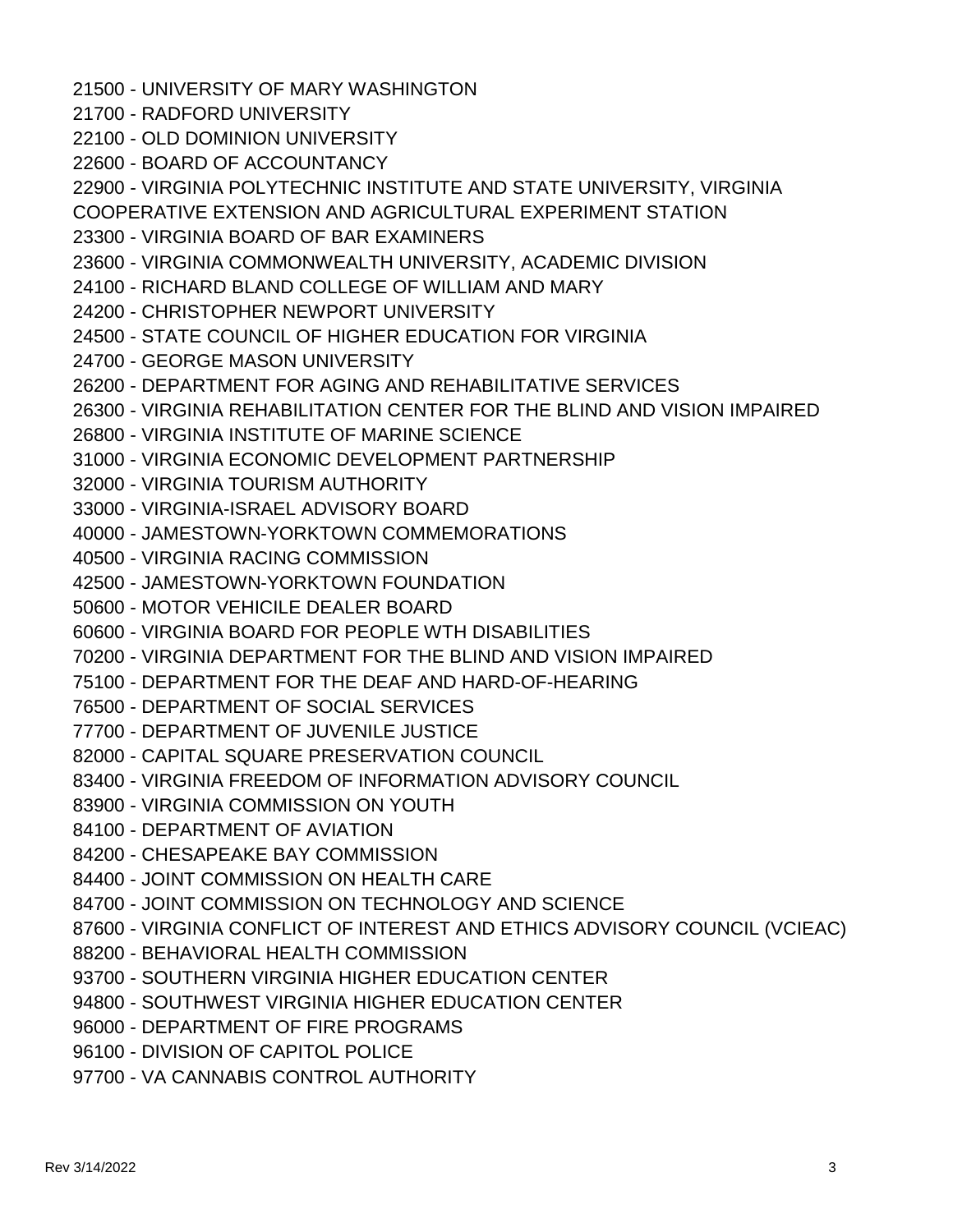21500 - UNIVERSITY OF MARY WASHINGTON
21700 - RADFORD UNIVERSITY
22100 - OLD DOMINION UNIVERSITY
22600 - BOARD OF ACCOUNTANCY
22900 - VIRGINIA POLYTECHNIC INSTITUTE AND STATE UNIVERSITY, VIRGINIA COOPERATIVE EXTENSION AND AGRICULTURAL EXPERIMENT STATION
23300 - VIRGINIA BOARD OF BAR EXAMINERS
23600 - VIRGINIA COMMONWEALTH UNIVERSITY, ACADEMIC DIVISION
24100 - RICHARD BLAND COLLEGE OF WILLIAM AND MARY
24200 - CHRISTOPHER NEWPORT UNIVERSITY
24500 - STATE COUNCIL OF HIGHER EDUCATION FOR VIRGINIA
24700 - GEORGE MASON UNIVERSITY
26200 - DEPARTMENT FOR AGING AND REHABILITATIVE SERVICES
26300 - VIRGINIA REHABILITATION CENTER FOR THE BLIND AND VISION IMPAIRED
26800 - VIRGINIA INSTITUTE OF MARINE SCIENCE
31000 - VIRGINIA ECONOMIC DEVELOPMENT PARTNERSHIP
32000 - VIRGINIA TOURISM AUTHORITY
33000 - VIRGINIA-ISRAEL ADVISORY BOARD
40000 - JAMESTOWN-YORKTOWN COMMEMORATIONS
40500 - VIRGINIA RACING COMMISSION
42500 - JAMESTOWN-YORKTOWN FOUNDATION
50600 - MOTOR VEHICILE DEALER BOARD
60600 - VIRGINIA BOARD FOR PEOPLE WTH DISABILITIES
70200 - VIRGINIA DEPARTMENT FOR THE BLIND AND VISION IMPAIRED
75100 - DEPARTMENT FOR THE DEAF AND HARD-OF-HEARING
76500 - DEPARTMENT OF SOCIAL SERVICES
77700 - DEPARTMENT OF JUVENILE JUSTICE
82000 - CAPITAL SQUARE PRESERVATION COUNCIL
83400 - VIRGINIA FREEDOM OF INFORMATION ADVISORY COUNCIL
83900 - VIRGINIA COMMISSION ON YOUTH
84100 - DEPARTMENT OF AVIATION
84200 - CHESAPEAKE BAY COMMISSION
84400 - JOINT COMMISSION ON HEALTH CARE
84700 - JOINT COMMISSION ON TECHNOLOGY AND SCIENCE
87600 - VIRGINIA CONFLICT OF INTEREST AND ETHICS ADVISORY COUNCIL (VCIEAC)
88200 - BEHAVIORAL HEALTH COMMISSION
93700 - SOUTHERN VIRGINIA HIGHER EDUCATION CENTER
94800 - SOUTHWEST VIRGINIA HIGHER EDUCATION CENTER
96000 - DEPARTMENT OF FIRE PROGRAMS
96100 - DIVISION OF CAPITOL POLICE
97700 - VA CANNABIS CONTROL AUTHORITY